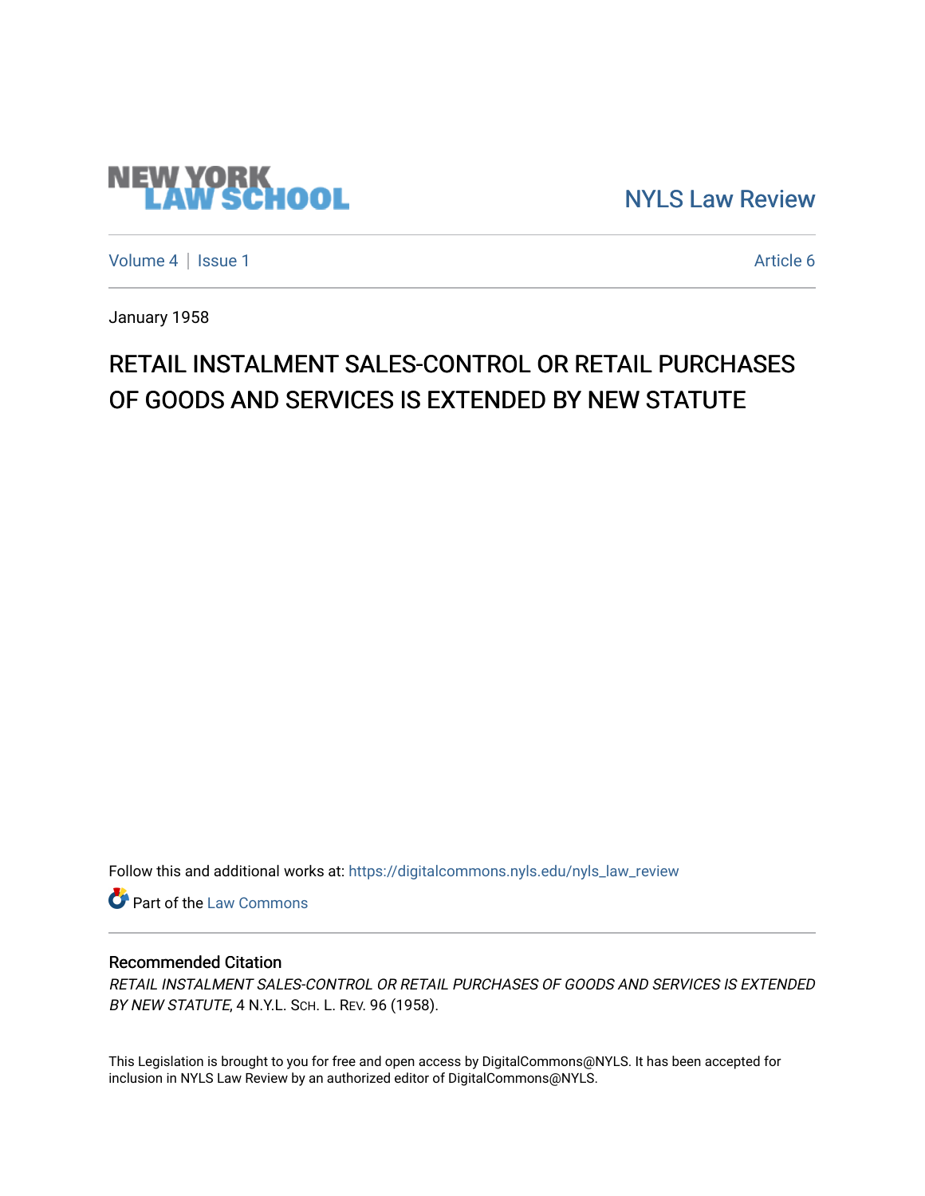NEW YORK LAW SCHOOL

NYLS Law Review

Volume 4 | Issue 1 — Article 6

January 1958

# RETAIL INSTALMENT SALES-CONTROL OR RETAIL PURCHASES OF GOODS AND SERVICES IS EXTENDED BY NEW STATUTE

Follow this and additional works at: https://digitalcommons.nyls.edu/nyls_law_review

Part of the Law Commons

## Recommended Citation

*RETAIL INSTALMENT SALES-CONTROL OR RETAIL PURCHASES OF GOODS AND SERVICES IS EXTENDED BY NEW STATUTE*, 4 N.Y.L. SCH. L. REV. 96 (1958).

This Legislation is brought to you for free and open access by DigitalCommons@NYLS. It has been accepted for inclusion in NYLS Law Review by an authorized editor of DigitalCommons@NYLS.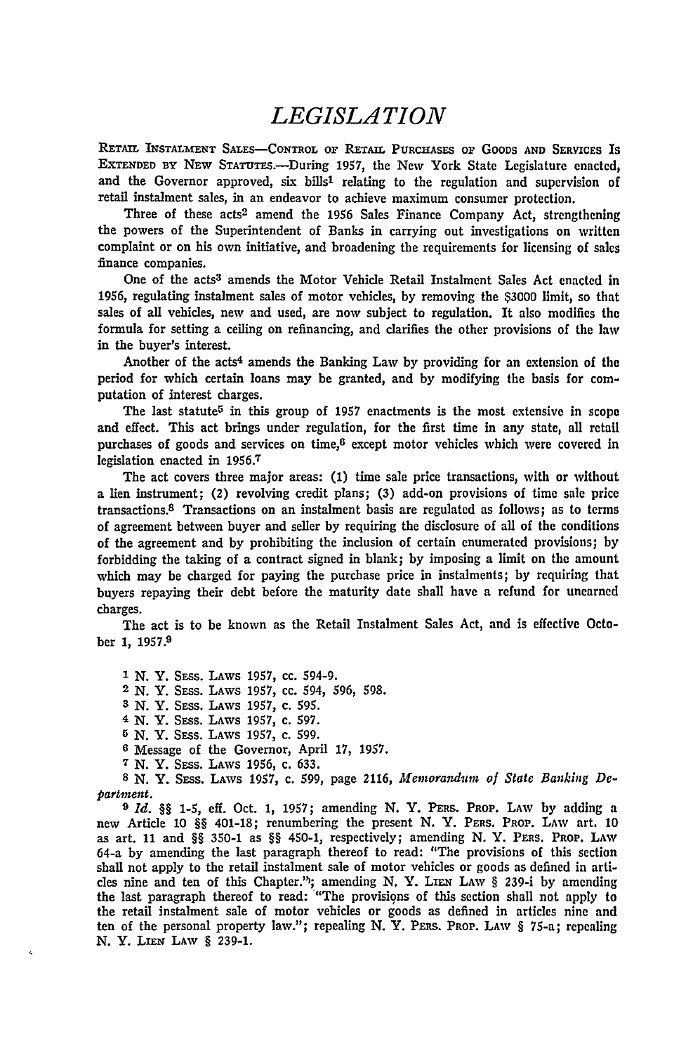# LEGISLATION

RETAIL INSTALMENT SALES—CONTROL OF RETAIL PURCHASES OF GOODS AND SERVICES IS EXTENDED BY NEW STATUTES.—During 1957, the New York State Legislature enacted, and the Governor approved, six bills[1] relating to the regulation and supervision of retail instalment sales, in an endeavor to achieve maximum consumer protection.

Three of these acts[2] amend the 1956 Sales Finance Company Act, strengthening the powers of the Superintendent of Banks in carrying out investigations on written complaint or on his own initiative, and broadening the requirements for licensing of sales finance companies.

One of the acts[3] amends the Motor Vehicle Retail Instalment Sales Act enacted in 1956, regulating instalment sales of motor vehicles, by removing the $3000 limit, so that sales of all vehicles, new and used, are now subject to regulation. It also modifies the formula for setting a ceiling on refinancing, and clarifies the other provisions of the law in the buyer's interest.

Another of the acts[4] amends the Banking Law by providing for an extension of the period for which certain loans may be granted, and by modifying the basis for computation of interest charges.

The last statute[5] in this group of 1957 enactments is the most extensive in scope and effect. This act brings under regulation, for the first time in any state, all retail purchases of goods and services on time,[6] except motor vehicles which were covered in legislation enacted in 1956.[7]

The act covers three major areas: (1) time sale price transactions, with or without a lien instrument; (2) revolving credit plans; (3) add-on provisions of time sale price transactions.[8] Transactions on an instalment basis are regulated as follows; as to terms of agreement between buyer and seller by requiring the disclosure of all of the conditions of the agreement and by prohibiting the inclusion of certain enumerated provisions; by forbidding the taking of a contract signed in blank; by imposing a limit on the amount which may be charged for paying the purchase price in instalments; by requiring that buyers repaying their debt before the maturity date shall have a refund for unearned charges.

The act is to be known as the Retail Instalment Sales Act, and is effective October 1, 1957.[9]

---

1 N. Y. SESS. LAWS 1957, cc. 594-9.

2 N. Y. SESS. LAWS 1957, cc. 594, 596, 598.

3 N. Y. SESS. LAWS 1957, c. 595.

4 N. Y. SESS. LAWS 1957, c. 597.

5 N. Y. SESS. LAWS 1957, c. 599.

6 Message of the Governor, April 17, 1957.

7 N. Y. SESS. LAWS 1956, c. 633.

8 N. Y. SESS. LAWS 1957, c. 599, page 2116, *Memorandum of State Banking Department*.

9 *Id.* §§ 1-5, eff. Oct. 1, 1957; amending N. Y. PERS. PROP. LAW by adding a new Article 10 §§ 401-18; renumbering the present N. Y. PERS. PROP. LAW art. 10 as art. 11 and §§ 350-1 as §§ 450-1, respectively; amending N. Y. PERS. PROP. LAW 64-a by amending the last paragraph thereof to read: "The provisions of this section shall not apply to the retail instalment sale of motor vehicles or goods as defined in articles nine and ten of this Chapter."; amending N. Y. LIEN LAW § 239-i by amending the last paragraph thereof to read: "The provisions of this section shall not apply to the retail instalment sale of motor vehicles or goods as defined in articles nine and ten of the personal property law."; repealing N. Y. PERS. PROP. LAW § 75-a; repealing N. Y. LIEN LAW § 239-1.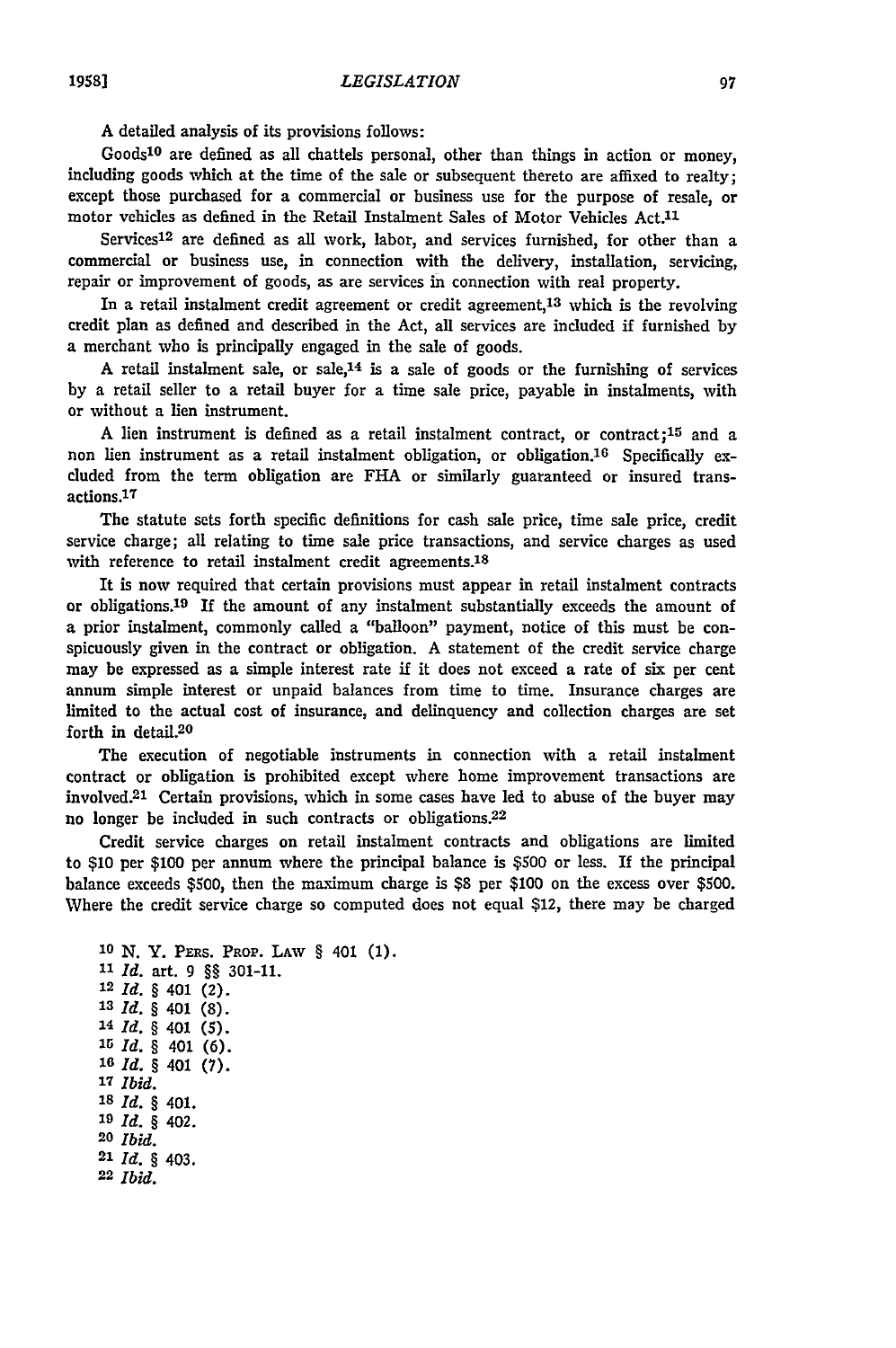A detailed analysis of its provisions follows:

Goods[10] are defined as all chattels personal, other than things in action or money, including goods which at the time of the sale or subsequent thereto are affixed to realty; except those purchased for a commercial or business use for the purpose of resale, or motor vehicles as defined in the Retail Instalment Sales of Motor Vehicles Act.[11]

Services[12] are defined as all work, labor, and services furnished, for other than a commercial or business use, in connection with the delivery, installation, servicing, repair or improvement of goods, as are services in connection with real property.

In a retail instalment credit agreement or credit agreement,[13] which is the revolving credit plan as defined and described in the Act, all services are included if furnished by a merchant who is principally engaged in the sale of goods.

A retail instalment sale, or sale,[14] is a sale of goods or the furnishing of services by a retail seller to a retail buyer for a time sale price, payable in instalments, with or without a lien instrument.

A lien instrument is defined as a retail instalment contract, or contract;[15] and a non lien instrument as a retail instalment obligation, or obligation.[16] Specifically excluded from the term obligation are FHA or similarly guaranteed or insured transactions.[17]

The statute sets forth specific definitions for cash sale price, time sale price, credit service charge; all relating to time sale price transactions, and service charges as used with reference to retail instalment credit agreements.[18]

It is now required that certain provisions must appear in retail instalment contracts or obligations.[19] If the amount of any instalment substantially exceeds the amount of a prior instalment, commonly called a "balloon" payment, notice of this must be conspicuously given in the contract or obligation. A statement of the credit service charge may be expressed as a simple interest rate if it does not exceed a rate of six per cent annum simple interest or unpaid balances from time to time. Insurance charges are limited to the actual cost of insurance, and delinquency and collection charges are set forth in detail.[20]

The execution of negotiable instruments in connection with a retail instalment contract or obligation is prohibited except where home improvement transactions are involved.[21] Certain provisions, which in some cases have led to abuse of the buyer may no longer be included in such contracts or obligations.[22]

Credit service charges on retail instalment contracts and obligations are limited to $10 per $100 per annum where the principal balance is $500 or less. If the principal balance exceeds $500, then the maximum charge is $8 per $100 on the excess over $500. Where the credit service charge so computed does not equal $12, there may be charged

---

[10] N. Y. PERS. PROP. LAW § 401 (1).
[11] *Id.* art. 9 §§ 301-11.
[12] *Id.* § 401 (2).
[13] *Id.* § 401 (8).
[14] *Id.* § 401 (5).
[15] *Id.* § 401 (6).
[16] *Id.* § 401 (7).
[17] *Ibid.*
[18] *Id.* § 401.
[19] *Id.* § 402.
[20] *Ibid.*
[21] *Id.* § 403.
[22] *Ibid.*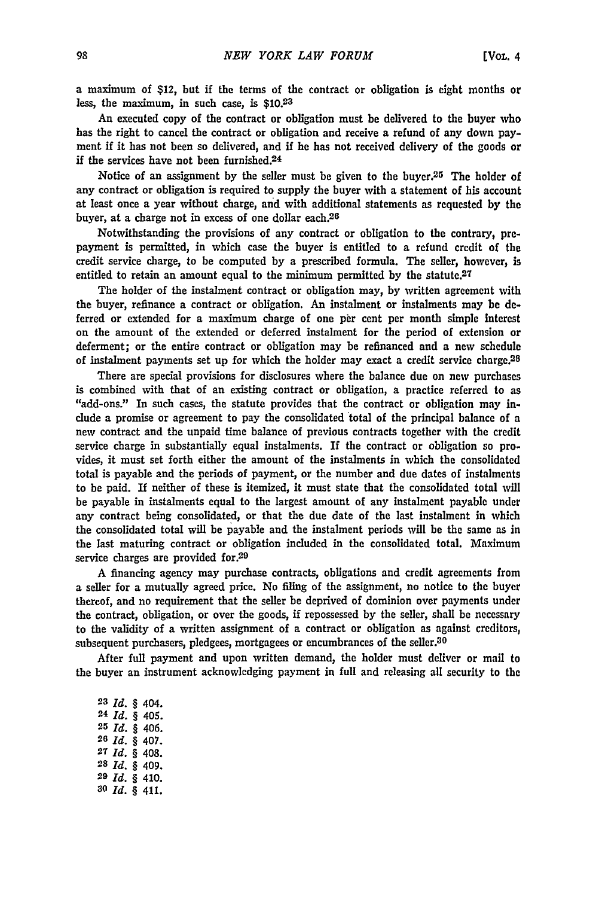a maximum of $12, but if the terms of the contract or obligation is eight months or less, the maximum, in such case, is $10.[23]

An executed copy of the contract or obligation must be delivered to the buyer who has the right to cancel the contract or obligation and receive a refund of any down payment if it has not been so delivered, and if he has not received delivery of the goods or if the services have not been furnished.[24]

Notice of an assignment by the seller must be given to the buyer.[25] The holder of any contract or obligation is required to supply the buyer with a statement of his account at least once a year without charge, and with additional statements as requested by the buyer, at a charge not in excess of one dollar each.[26]

Notwithstanding the provisions of any contract or obligation to the contrary, prepayment is permitted, in which case the buyer is entitled to a refund credit of the credit service charge, to be computed by a prescribed formula. The seller, however, is entitled to retain an amount equal to the minimum permitted by the statute.[27]

The holder of the instalment contract or obligation may, by written agreement with the buyer, refinance a contract or obligation. An instalment or instalments may be deferred or extended for a maximum charge of one per cent per month simple interest on the amount of the extended or deferred instalment for the period of extension or deferment; or the entire contract or obligation may be refinanced and a new schedule of instalment payments set up for which the holder may exact a credit service charge.[28]

There are special provisions for disclosures where the balance due on new purchases is combined with that of an existing contract or obligation, a practice referred to as "add-ons." In such cases, the statute provides that the contract or obligation may include a promise or agreement to pay the consolidated total of the principal balance of a new contract and the unpaid time balance of previous contracts together with the credit service charge in substantially equal instalments. If the contract or obligation so provides, it must set forth either the amount of the instalments in which the consolidated total is payable and the periods of payment, or the number and due dates of instalments to be paid. If neither of these is itemized, it must state that the consolidated total will be payable in instalments equal to the largest amount of any instalment payable under any contract being consolidated, or that the due date of the last instalment in which the consolidated total will be payable and the instalment periods will be the same as in the last maturing contract or obligation included in the consolidated total. Maximum service charges are provided for.[29]

A financing agency may purchase contracts, obligations and credit agreements from a seller for a mutually agreed price. No filing of the assignment, no notice to the buyer thereof, and no requirement that the seller be deprived of dominion over payments under the contract, obligation, or over the goods, if repossessed by the seller, shall be necessary to the validity of a written assignment of a contract or obligation as against creditors, subsequent purchasers, pledgees, mortgagees or encumbrances of the seller.[30]

After full payment and upon written demand, the holder must deliver or mail to the buyer an instrument acknowledging payment in full and releasing all security to the

[23] *Id.* § 404.
[24] *Id.* § 405.
[25] *Id.* § 406.
[26] *Id.* § 407.
[27] *Id.* § 408.
[28] *Id.* § 409.
[29] *Id.* § 410.
[30] *Id.* § 411.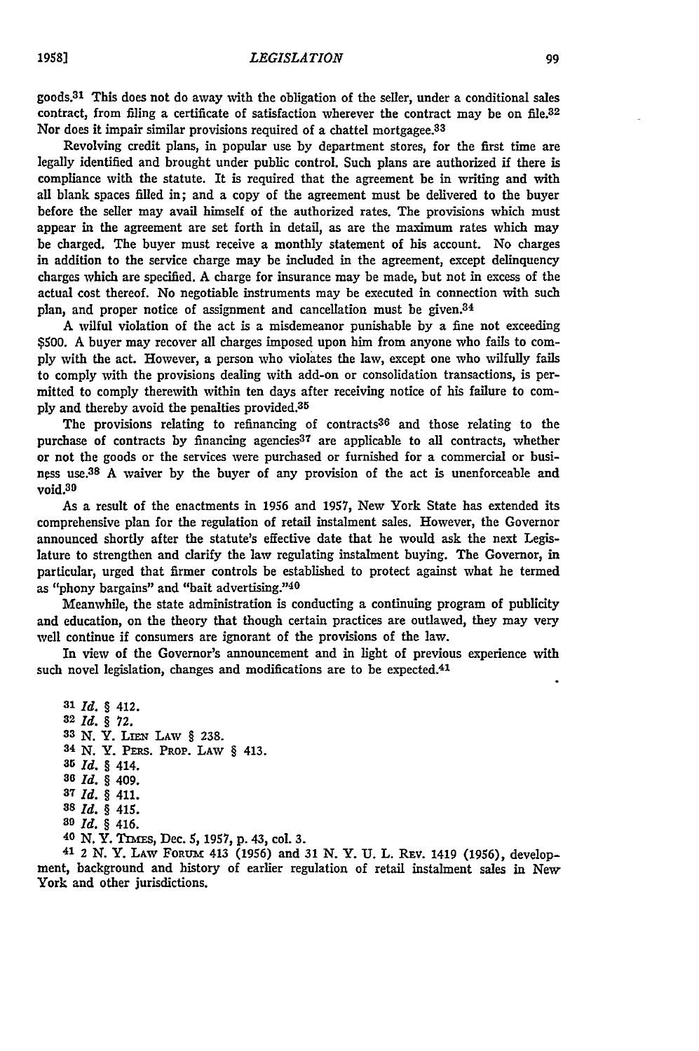goods.[31] This does not do away with the obligation of the seller, under a conditional sales contract, from filing a certificate of satisfaction wherever the contract may be on file.[32] Nor does it impair similar provisions required of a chattel mortgagee.[33]

Revolving credit plans, in popular use by department stores, for the first time are legally identified and brought under public control. Such plans are authorized if there is compliance with the statute. It is required that the agreement be in writing and with all blank spaces filled in; and a copy of the agreement must be delivered to the buyer before the seller may avail himself of the authorized rates. The provisions which must appear in the agreement are set forth in detail, as are the maximum rates which may be charged. The buyer must receive a monthly statement of his account. No charges in addition to the service charge may be included in the agreement, except delinquency charges which are specified. A charge for insurance may be made, but not in excess of the actual cost thereof. No negotiable instruments may be executed in connection with such plan, and proper notice of assignment and cancellation must be given.[34]

A wilful violation of the act is a misdemeanor punishable by a fine not exceeding $500. A buyer may recover all charges imposed upon him from anyone who fails to comply with the act. However, a person who violates the law, except one who wilfully fails to comply with the provisions dealing with add-on or consolidation transactions, is permitted to comply therewith within ten days after receiving notice of his failure to comply and thereby avoid the penalties provided.[35]

The provisions relating to refinancing of contracts[36] and those relating to the purchase of contracts by financing agencies[37] are applicable to all contracts, whether or not the goods or the services were purchased or furnished for a commercial or business use.[38] A waiver by the buyer of any provision of the act is unenforceable and void.[39]

As a result of the enactments in 1956 and 1957, New York State has extended its comprehensive plan for the regulation of retail instalment sales. However, the Governor announced shortly after the statute's effective date that he would ask the next Legislature to strengthen and clarify the law regulating instalment buying. The Governor, in particular, urged that firmer controls be established to protect against what he termed as "phony bargains" and "bait advertising."[40]

Meanwhile, the state administration is conducting a continuing program of publicity and education, on the theory that though certain practices are outlawed, they may very well continue if consumers are ignorant of the provisions of the law.

In view of the Governor's announcement and in light of previous experience with such novel legislation, changes and modifications are to be expected.[41]

[31] *Id.* § 412.

[32] *Id.* § 72.

[33] N. Y. LIEN LAW § 238.

[34] N. Y. PERS. PROP. LAW § 413.

[35] *Id.* § 414.

[36] *Id.* § 409.

[37] *Id.* § 411.

[38] *Id.* § 415.

[39] *Id.* § 416.

[40] N. Y. TIMES, Dec. 5, 1957, p. 43, col. 3.

[41] 2 N. Y. LAW FORUM 413 (1956) and 31 N. Y. U. L. REV. 1419 (1956), development, background and history of earlier regulation of retail instalment sales in New York and other jurisdictions.